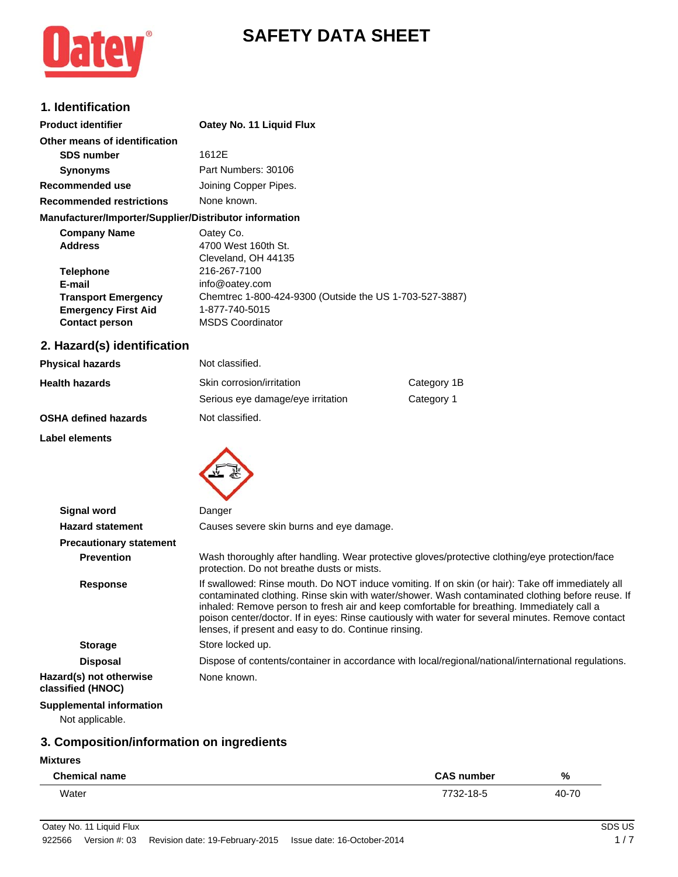# SAFETY DATA SHEET

## 1. Identification

**Product identifier** **Oatey No. 11 Liquid Flux**

**Other means of identification**

**SDS number** 1612E

**Synonyms** Part Numbers: 30106

**Recommended use** Joining Copper Pipes.

**Recommended restrictions** None known.

**Manufacturer/Importer/Supplier/Distributor information**

**Company Name** Oatey Co.

**Address** 4700 West 160th St.
Cleveland, OH 44135

**Telephone** 216-267-7100

**E-mail** info@oatey.com

**Transport Emergency** Chemtrec 1-800-424-9300 (Outside the US 1-703-527-3887)

**Emergency First Aid** 1-877-740-5015

**Contact person** MSDS Coordinator

## 2. Hazard(s) identification

**Physical hazards** Not classified.

**Health hazards**

| | |
|---|---|
| Skin corrosion/irritation | Category 1B |
| Serious eye damage/eye irritation | Category 1 |

**OSHA defined hazards** Not classified.

**Label elements**

**Signal word** Danger

**Hazard statement** Causes severe skin burns and eye damage.

**Precautionary statement**

**Prevention** Wash thoroughly after handling. Wear protective gloves/protective clothing/eye protection/face protection. Do not breathe dusts or mists.

**Response** If swallowed: Rinse mouth. Do NOT induce vomiting. If on skin (or hair): Take off immediately all contaminated clothing. Rinse skin with water/shower. Wash contaminated clothing before reuse. If inhaled: Remove person to fresh air and keep comfortable for breathing. Immediately call a poison center/doctor. If in eyes: Rinse cautiously with water for several minutes. Remove contact lenses, if present and easy to do. Continue rinsing.

**Storage** Store locked up.

**Disposal** Dispose of contents/container in accordance with local/regional/national/international regulations.

**Hazard(s) not otherwise classified (HNOC)** None known.

**Supplemental information**

Not applicable.

## 3. Composition/information on ingredients

**Mixtures**

| Chemical name | CAS number | % |
|---|---|---|
| Water | 7732-18-5 | 40-70 |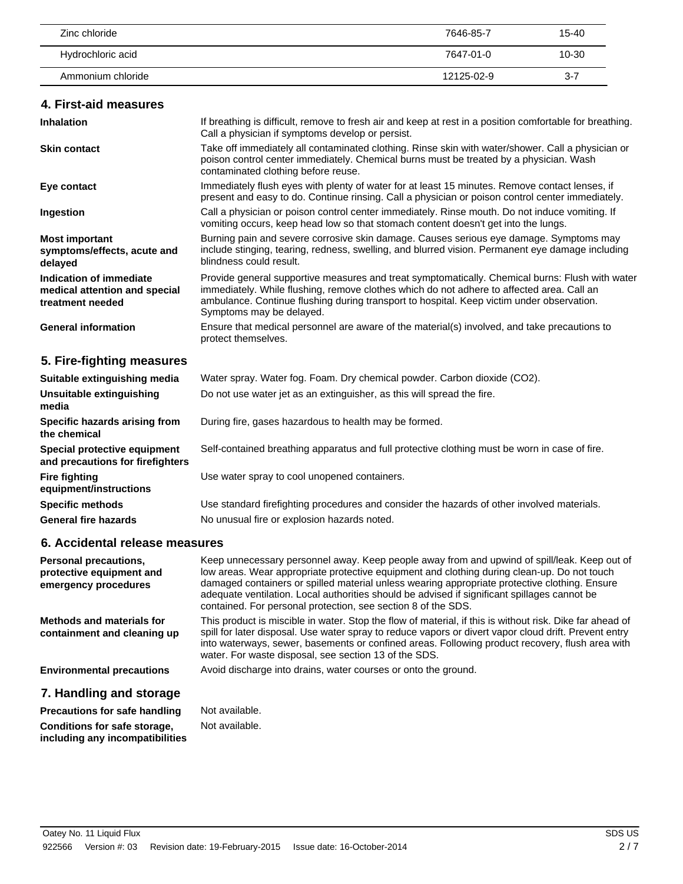| Zinc chloride | 7646-85-7 | 15-40 |
| --- | --- | --- |
| Hydrochloric acid | 7647-01-0 | 10-30 |
| Ammonium chloride | 12125-02-9 | 3-7 |

## 4. First-aid measures

**Inhalation**
If breathing is difficult, remove to fresh air and keep at rest in a position comfortable for breathing. Call a physician if symptoms develop or persist.

**Skin contact**
Take off immediately all contaminated clothing. Rinse skin with water/shower. Call a physician or poison control center immediately. Chemical burns must be treated by a physician. Wash contaminated clothing before reuse.

**Eye contact**
Immediately flush eyes with plenty of water for at least 15 minutes. Remove contact lenses, if present and easy to do. Continue rinsing. Call a physician or poison control center immediately.

**Ingestion**
Call a physician or poison control center immediately. Rinse mouth. Do not induce vomiting. If vomiting occurs, keep head low so that stomach content doesn't get into the lungs.

**Most important symptoms/effects, acute and delayed**
Burning pain and severe corrosive skin damage. Causes serious eye damage. Symptoms may include stinging, tearing, redness, swelling, and blurred vision. Permanent eye damage including blindness could result.

**Indication of immediate medical attention and special treatment needed**
Provide general supportive measures and treat symptomatically. Chemical burns: Flush with water immediately. While flushing, remove clothes which do not adhere to affected area. Call an ambulance. Continue flushing during transport to hospital. Keep victim under observation. Symptoms may be delayed.

**General information**
Ensure that medical personnel are aware of the material(s) involved, and take precautions to protect themselves.

## 5. Fire-fighting measures

**Suitable extinguishing media**
Water spray. Water fog. Foam. Dry chemical powder. Carbon dioxide ($CO_2$).

**Unsuitable extinguishing media**
Do not use water jet as an extinguisher, as this will spread the fire.

**Specific hazards arising from the chemical**
During fire, gases hazardous to health may be formed.

**Special protective equipment and precautions for firefighters**
Self-contained breathing apparatus and full protective clothing must be worn in case of fire.

**Fire fighting equipment/instructions**
Use water spray to cool unopened containers.

**Specific methods**
Use standard firefighting procedures and consider the hazards of other involved materials.

**General fire hazards**
No unusual fire or explosion hazards noted.

## 6. Accidental release measures

**Personal precautions, protective equipment and emergency procedures**
Keep unnecessary personnel away. Keep people away from and upwind of spill/leak. Keep out of low areas. Wear appropriate protective equipment and clothing during clean-up. Do not touch damaged containers or spilled material unless wearing appropriate protective clothing. Ensure adequate ventilation. Local authorities should be advised if significant spillages cannot be contained. For personal protection, see section 8 of the SDS.

**Methods and materials for containment and cleaning up**
This product is miscible in water. Stop the flow of material, if this is without risk. Dike far ahead of spill for later disposal. Use water spray to reduce vapors or divert vapor cloud drift. Prevent entry into waterways, sewer, basements or confined areas. Following product recovery, flush area with water. For waste disposal, see section 13 of the SDS.

**Environmental precautions**
Avoid discharge into drains, water courses or onto the ground.

## 7. Handling and storage

**Precautions for safe handling**
Not available.

**Conditions for safe storage, including any incompatibilities**
Not available.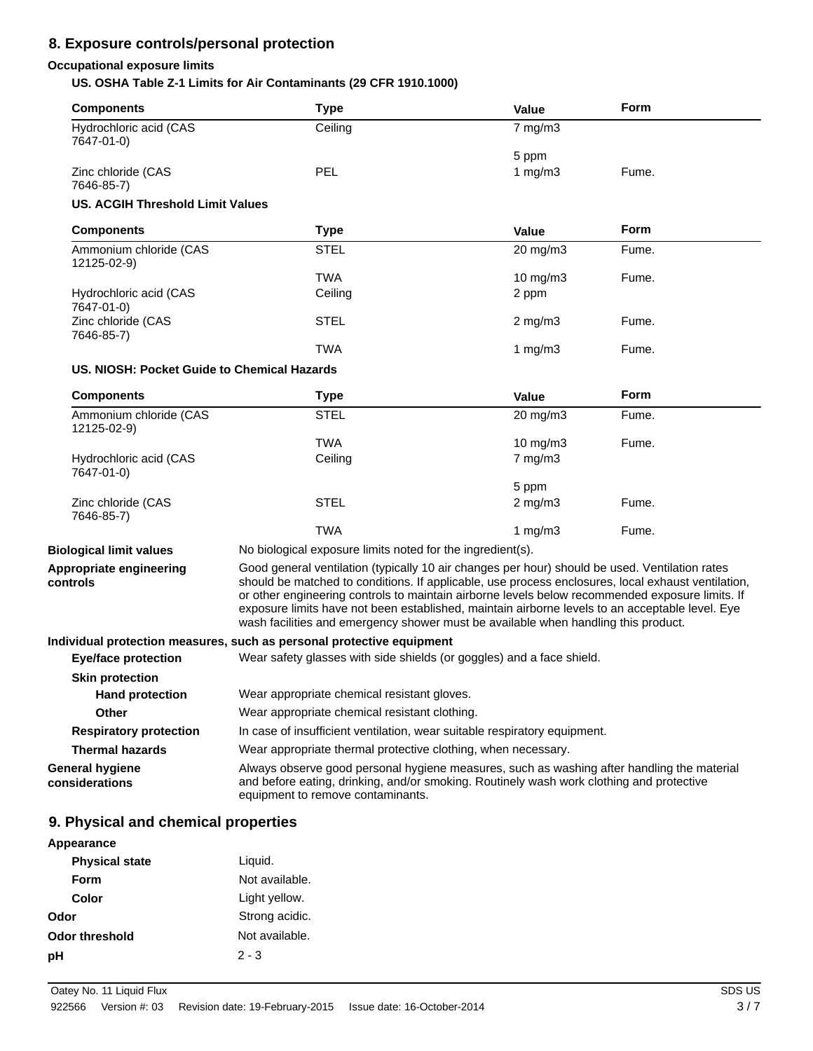## 8. Exposure controls/personal protection

**Occupational exposure limits**

**US. OSHA Table Z-1 Limits for Air Contaminants (29 CFR 1910.1000)**

| Components | Type | Value | Form |
|---|---|---|---|
| Hydrochloric acid (CAS 7647-01-0) | Ceiling | 7 mg/m3 | |
| | | 5 ppm | |
| Zinc chloride (CAS 7646-85-7) | PEL | 1 mg/m3 | Fume. |

**US. ACGIH Threshold Limit Values**

| Components | Type | Value | Form |
|---|---|---|---|
| Ammonium chloride (CAS 12125-02-9) | STEL | 20 mg/m3 | Fume. |
| | TWA | 10 mg/m3 | Fume. |
| Hydrochloric acid (CAS 7647-01-0) | Ceiling | 2 ppm | |
| Zinc chloride (CAS 7646-85-7) | STEL | 2 mg/m3 | Fume. |
| | TWA | 1 mg/m3 | Fume. |

**US. NIOSH: Pocket Guide to Chemical Hazards**

| Components | Type | Value | Form |
|---|---|---|---|
| Ammonium chloride (CAS 12125-02-9) | STEL | 20 mg/m3 | Fume. |
| | TWA | 10 mg/m3 | Fume. |
| Hydrochloric acid (CAS 7647-01-0) | Ceiling | 7 mg/m3 | |
| | | 5 ppm | |
| Zinc chloride (CAS 7646-85-7) | STEL | 2 mg/m3 | Fume. |
| | TWA | 1 mg/m3 | Fume. |

**Biological limit values**
No biological exposure limits noted for the ingredient(s).

**Appropriate engineering controls**
Good general ventilation (typically 10 air changes per hour) should be used. Ventilation rates should be matched to conditions. If applicable, use process enclosures, local exhaust ventilation, or other engineering controls to maintain airborne levels below recommended exposure limits. If exposure limits have not been established, maintain airborne levels to an acceptable level. Eye wash facilities and emergency shower must be available when handling this product.

**Individual protection measures, such as personal protective equipment**

**Eye/face protection**
Wear safety glasses with side shields (or goggles) and a face shield.

**Skin protection**

**Hand protection**
Wear appropriate chemical resistant gloves.

**Other**
Wear appropriate chemical resistant clothing.

**Respiratory protection**
In case of insufficient ventilation, wear suitable respiratory equipment.

**Thermal hazards**
Wear appropriate thermal protective clothing, when necessary.

**General hygiene considerations**
Always observe good personal hygiene measures, such as washing after handling the material and before eating, drinking, and/or smoking. Routinely wash work clothing and protective equipment to remove contaminants.

## 9. Physical and chemical properties

**Appearance**

| | |
|---|---|
| **Physical state** | Liquid. |
| **Form** | Not available. |
| **Color** | Light yellow. |
| **Odor** | Strong acidic. |
| **Odor threshold** | Not available. |
| **pH** | 2 - 3 |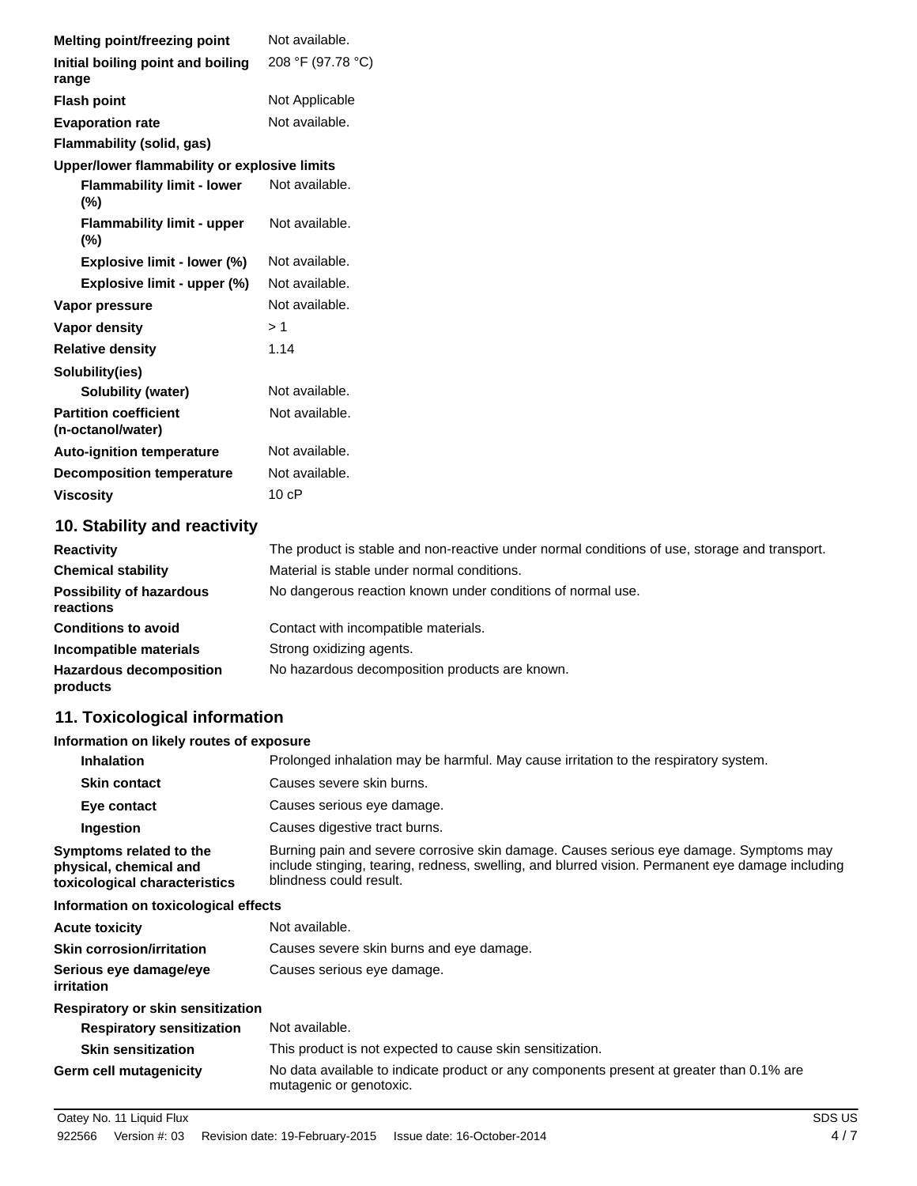| | |
|---|---|
| **Melting point/freezing point** | Not available. |
| **Initial boiling point and boiling range** | 208 °F (97.78 °C) |
| **Flash point** | Not Applicable |
| **Evaporation rate** | Not available. |
| **Flammability (solid, gas)** | |
| **Upper/lower flammability or explosive limits** | |
| **Flammability limit - lower (%)** | Not available. |
| **Flammability limit - upper (%)** | Not available. |
| **Explosive limit - lower (%)** | Not available. |
| **Explosive limit - upper (%)** | Not available. |
| **Vapor pressure** | Not available. |
| **Vapor density** | > 1 |
| **Relative density** | 1.14 |
| **Solubility(ies)** | |
| **Solubility (water)** | Not available. |
| **Partition coefficient (n-octanol/water)** | Not available. |
| **Auto-ignition temperature** | Not available. |
| **Decomposition temperature** | Not available. |
| **Viscosity** | 10 cP |

## 10. Stability and reactivity

| | |
|---|---|
| **Reactivity** | The product is stable and non-reactive under normal conditions of use, storage and transport. |
| **Chemical stability** | Material is stable under normal conditions. |
| **Possibility of hazardous reactions** | No dangerous reaction known under conditions of normal use. |
| **Conditions to avoid** | Contact with incompatible materials. |
| **Incompatible materials** | Strong oxidizing agents. |
| **Hazardous decomposition products** | No hazardous decomposition products are known. |

## 11. Toxicological information

**Information on likely routes of exposure**

| | |
|---|---|
| **Inhalation** | Prolonged inhalation may be harmful. May cause irritation to the respiratory system. |
| **Skin contact** | Causes severe skin burns. |
| **Eye contact** | Causes serious eye damage. |
| **Ingestion** | Causes digestive tract burns. |
| **Symptoms related to the physical, chemical and toxicological characteristics** | Burning pain and severe corrosive skin damage. Causes serious eye damage. Symptoms may include stinging, tearing, redness, swelling, and blurred vision. Permanent eye damage including blindness could result. |

**Information on toxicological effects**

| | |
|---|---|
| **Acute toxicity** | Not available. |
| **Skin corrosion/irritation** | Causes severe skin burns and eye damage. |
| **Serious eye damage/eye irritation** | Causes serious eye damage. |
| **Respiratory or skin sensitization** | |
| **Respiratory sensitization** | Not available. |
| **Skin sensitization** | This product is not expected to cause skin sensitization. |
| **Germ cell mutagenicity** | No data available to indicate product or any components present at greater than 0.1% are mutagenic or genotoxic. |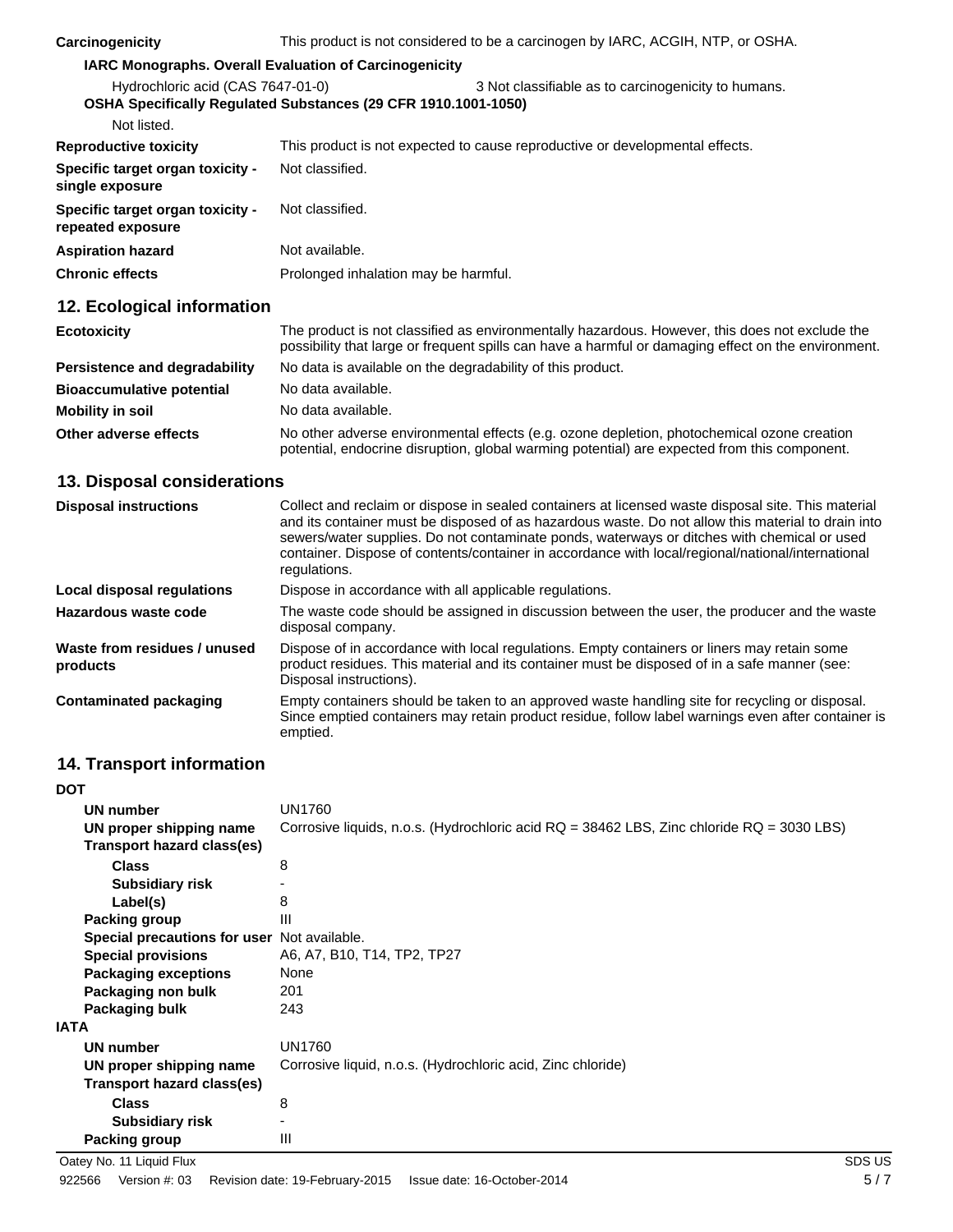| | |
|---|---|
| **Carcinogenicity** | This product is not considered to be a carcinogen by IARC, ACGIH, NTP, or OSHA. |

**IARC Monographs. Overall Evaluation of Carcinogenicity**

| | |
|---|---|
| Hydrochloric acid (CAS 7647-01-0) | 3 Not classifiable as to carcinogenicity to humans. |

**OSHA Specifically Regulated Substances (29 CFR 1910.1001-1050)**

Not listed.

| | |
|---|---|
| **Reproductive toxicity** | This product is not expected to cause reproductive or developmental effects. |
| **Specific target organ toxicity - single exposure** | Not classified. |
| **Specific target organ toxicity - repeated exposure** | Not classified. |
| **Aspiration hazard** | Not available. |
| **Chronic effects** | Prolonged inhalation may be harmful. |

## 12. Ecological information

| | |
|---|---|
| **Ecotoxicity** | The product is not classified as environmentally hazardous. However, this does not exclude the possibility that large or frequent spills can have a harmful or damaging effect on the environment. |
| **Persistence and degradability** | No data is available on the degradability of this product. |
| **Bioaccumulative potential** | No data available. |
| **Mobility in soil** | No data available. |
| **Other adverse effects** | No other adverse environmental effects (e.g. ozone depletion, photochemical ozone creation potential, endocrine disruption, global warming potential) are expected from this component. |

## 13. Disposal considerations

| | |
|---|---|
| **Disposal instructions** | Collect and reclaim or dispose in sealed containers at licensed waste disposal site. This material and its container must be disposed of as hazardous waste. Do not allow this material to drain into sewers/water supplies. Do not contaminate ponds, waterways or ditches with chemical or used container. Dispose of contents/container in accordance with local/regional/national/international regulations. |
| **Local disposal regulations** | Dispose in accordance with all applicable regulations. |
| **Hazardous waste code** | The waste code should be assigned in discussion between the user, the producer and the waste disposal company. |
| **Waste from residues / unused products** | Dispose of in accordance with local regulations. Empty containers or liners may retain some product residues. This material and its container must be disposed of in a safe manner (see: Disposal instructions). |
| **Contaminated packaging** | Empty containers should be taken to an approved waste handling site for recycling or disposal. Since emptied containers may retain product residue, follow label warnings even after container is emptied. |

## 14. Transport information

**DOT**

| | |
|---|---|
| **UN number** | UN1760 |
| **UN proper shipping name** | Corrosive liquids, n.o.s. (Hydrochloric acid RQ = 38462 LBS, Zinc chloride RQ = 3030 LBS) |
| **Transport hazard class(es)** | |
| **Class** | 8 |
| **Subsidiary risk** | - |
| **Label(s)** | 8 |
| **Packing group** | III |
| **Special precautions for user** | Not available. |
| **Special provisions** | A6, A7, B10, T14, TP2, TP27 |
| **Packaging exceptions** | None |
| **Packaging non bulk** | 201 |
| **Packaging bulk** | 243 |

**IATA**

| | |
|---|---|
| **UN number** | UN1760 |
| **UN proper shipping name** | Corrosive liquid, n.o.s. (Hydrochloric acid, Zinc chloride) |
| **Transport hazard class(es)** | |
| **Class** | 8 |
| **Subsidiary risk** | - |
| **Packing group** | III |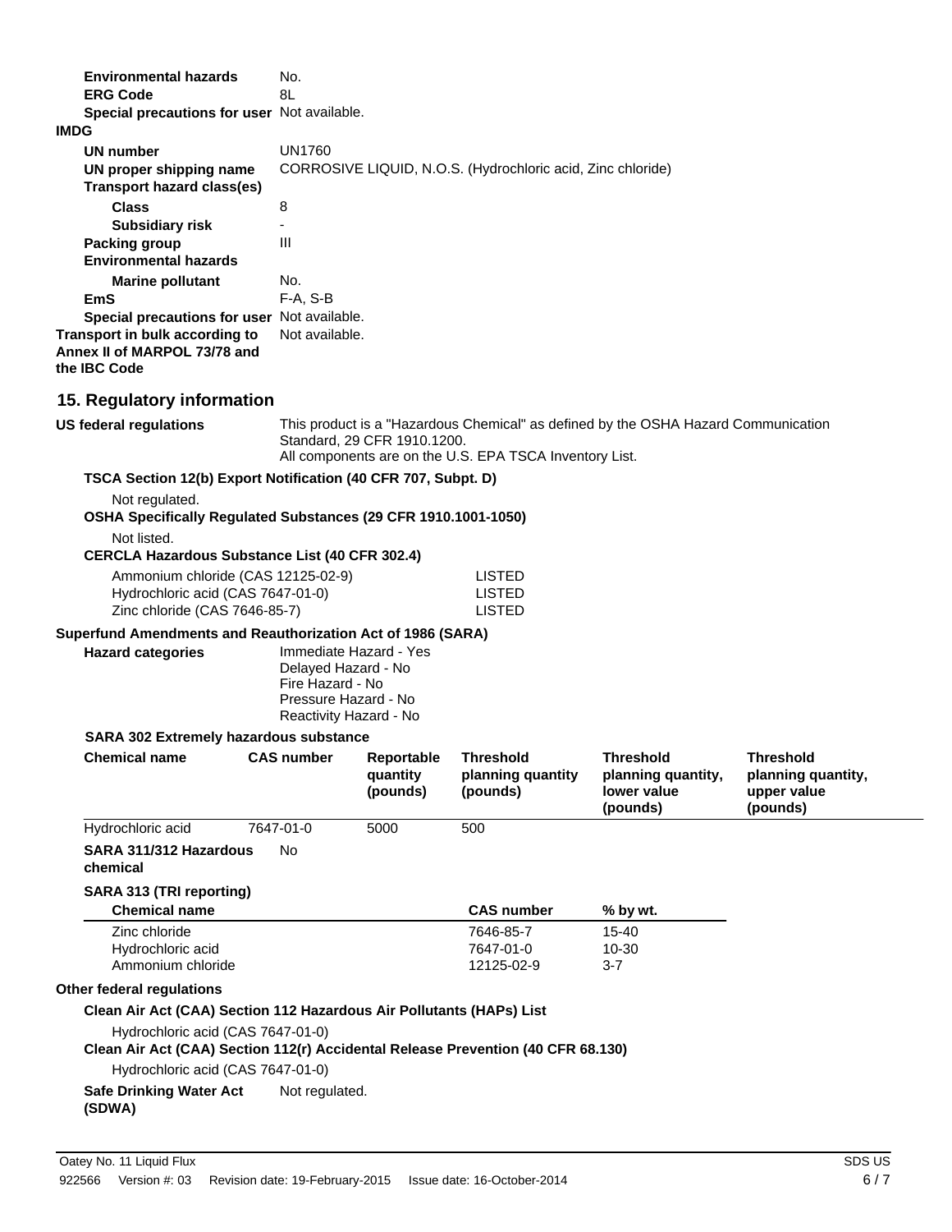**Environmental hazards** No.

**ERG Code** 8L

**Special precautions for user** Not available.

**IMDG**

**UN number** UN1760

**UN proper shipping name** CORROSIVE LIQUID, N.O.S. (Hydrochloric acid, Zinc chloride)

**Transport hazard class(es)**

**Class** 8

**Subsidiary risk** -

**Packing group** III

**Environmental hazards**

**Marine pollutant** No.

**EmS** F-A, S-B

**Special precautions for user** Not available.

**Transport in bulk according to Annex II of MARPOL 73/78 and the IBC Code** Not available.

## 15. Regulatory information

**US federal regulations** This product is a "Hazardous Chemical" as defined by the OSHA Hazard Communication Standard, 29 CFR 1910.1200.
All components are on the U.S. EPA TSCA Inventory List.

**TSCA Section 12(b) Export Notification (40 CFR 707, Subpt. D)**

Not regulated.

**OSHA Specifically Regulated Substances (29 CFR 1910.1001-1050)**

Not listed.

**CERCLA Hazardous Substance List (40 CFR 302.4)**

| | |
|---|---|
| Ammonium chloride (CAS 12125-02-9) | LISTED |
| Hydrochloric acid (CAS 7647-01-0) | LISTED |
| Zinc chloride (CAS 7646-85-7) | LISTED |

**Superfund Amendments and Reauthorization Act of 1986 (SARA)**

**Hazard categories**
Immediate Hazard - Yes
Delayed Hazard - No
Fire Hazard - No
Pressure Hazard - No
Reactivity Hazard - No

**SARA 302 Extremely hazardous substance**

| Chemical name | CAS number | Reportable quantity (pounds) | Threshold planning quantity (pounds) | Threshold planning quantity, lower value (pounds) | Threshold planning quantity, upper value (pounds) |
|---|---|---|---|---|---|
| Hydrochloric acid | 7647-01-0 | 5000 | 500 | | |

**SARA 311/312 Hazardous chemical** No

**SARA 313 (TRI reporting)**

| Chemical name | CAS number | % by wt. |
|---|---|---|
| Zinc chloride | 7646-85-7 | 15-40 |
| Hydrochloric acid | 7647-01-0 | 10-30 |
| Ammonium chloride | 12125-02-9 | 3-7 |

**Other federal regulations**

**Clean Air Act (CAA) Section 112 Hazardous Air Pollutants (HAPs) List**

Hydrochloric acid (CAS 7647-01-0)

**Clean Air Act (CAA) Section 112(r) Accidental Release Prevention (40 CFR 68.130)**

Hydrochloric acid (CAS 7647-01-0)

**Safe Drinking Water Act (SDWA)** Not regulated.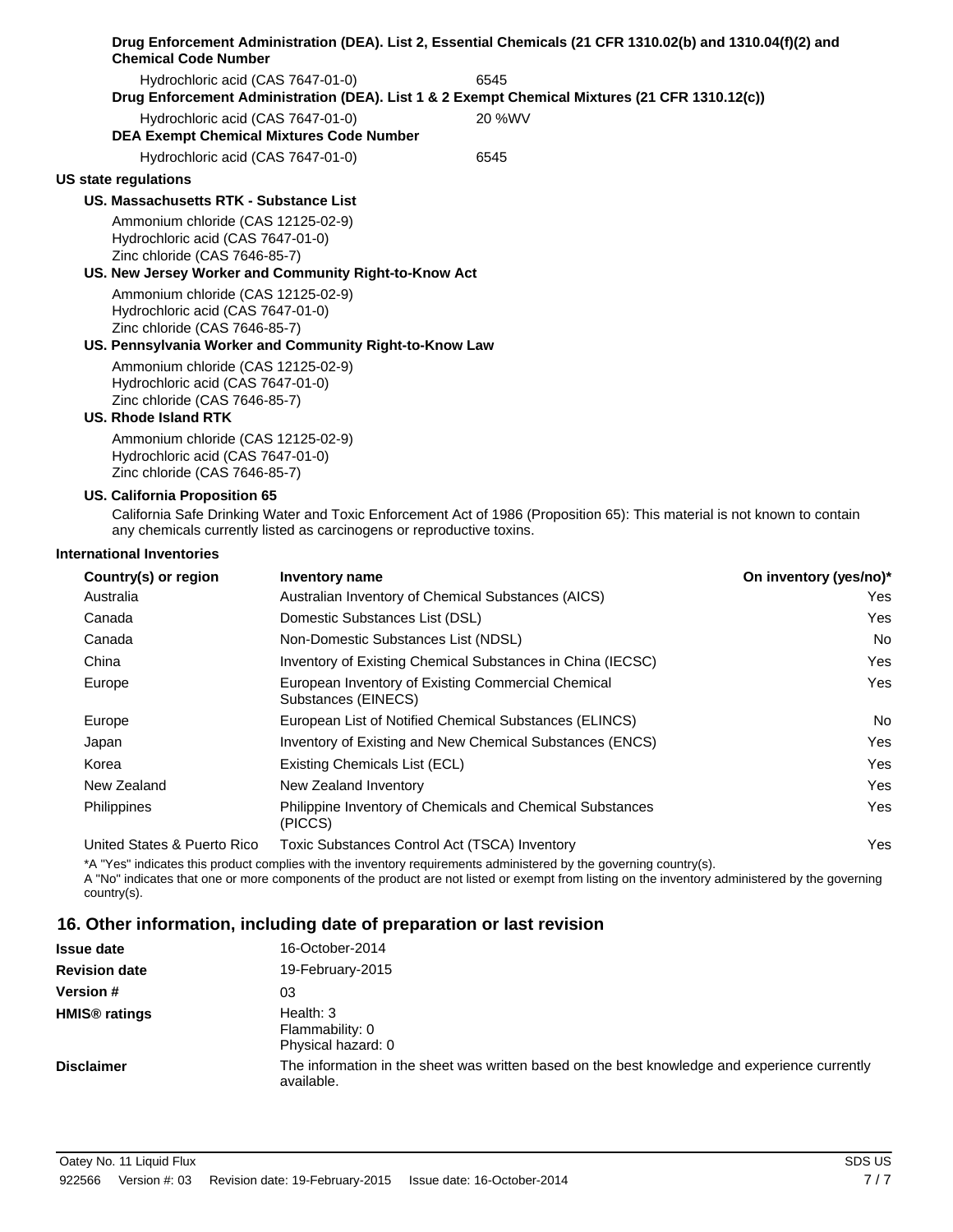**Drug Enforcement Administration (DEA). List 2, Essential Chemicals (21 CFR 1310.02(b) and 1310.04(f)(2) and Chemical Code Number**

Hydrochloric acid (CAS 7647-01-0) 6545

**Drug Enforcement Administration (DEA). List 1 & 2 Exempt Chemical Mixtures (21 CFR 1310.12(c))**

Hydrochloric acid (CAS 7647-01-0) 20 %WV

**DEA Exempt Chemical Mixtures Code Number**

Hydrochloric acid (CAS 7647-01-0) 6545

**US state regulations**

**US. Massachusetts RTK - Substance List**

Ammonium chloride (CAS 12125-02-9)
Hydrochloric acid (CAS 7647-01-0)
Zinc chloride (CAS 7646-85-7)

**US. New Jersey Worker and Community Right-to-Know Act**

Ammonium chloride (CAS 12125-02-9)
Hydrochloric acid (CAS 7647-01-0)
Zinc chloride (CAS 7646-85-7)

**US. Pennsylvania Worker and Community Right-to-Know Law**

Ammonium chloride (CAS 12125-02-9)
Hydrochloric acid (CAS 7647-01-0)
Zinc chloride (CAS 7646-85-7)

**US. Rhode Island RTK**

Ammonium chloride (CAS 12125-02-9)
Hydrochloric acid (CAS 7647-01-0)
Zinc chloride (CAS 7646-85-7)

**US. California Proposition 65**

California Safe Drinking Water and Toxic Enforcement Act of 1986 (Proposition 65): This material is not known to contain any chemicals currently listed as carcinogens or reproductive toxins.

**International Inventories**

| Country(s) or region | Inventory name | On inventory (yes/no)* |
|---|---|---|
| Australia | Australian Inventory of Chemical Substances (AICS) | Yes |
| Canada | Domestic Substances List (DSL) | Yes |
| Canada | Non-Domestic Substances List (NDSL) | No |
| China | Inventory of Existing Chemical Substances in China (IECSC) | Yes |
| Europe | European Inventory of Existing Commercial Chemical Substances (EINECS) | Yes |
| Europe | European List of Notified Chemical Substances (ELINCS) | No |
| Japan | Inventory of Existing and New Chemical Substances (ENCS) | Yes |
| Korea | Existing Chemicals List (ECL) | Yes |
| New Zealand | New Zealand Inventory | Yes |
| Philippines | Philippine Inventory of Chemicals and Chemical Substances (PICCS) | Yes |
| United States & Puerto Rico | Toxic Substances Control Act (TSCA) Inventory | Yes |

*A "Yes" indicates this product complies with the inventory requirements administered by the governing country(s).
A "No" indicates that one or more components of the product are not listed or exempt from listing on the inventory administered by the governing country(s).

## 16. Other information, including date of preparation or last revision

**Issue date** 16-October-2014

**Revision date** 19-February-2015

**Version #** 03

**HMIS® ratings** Health: 3
Flammability: 0
Physical hazard: 0

**Disclaimer** The information in the sheet was written based on the best knowledge and experience currently available.